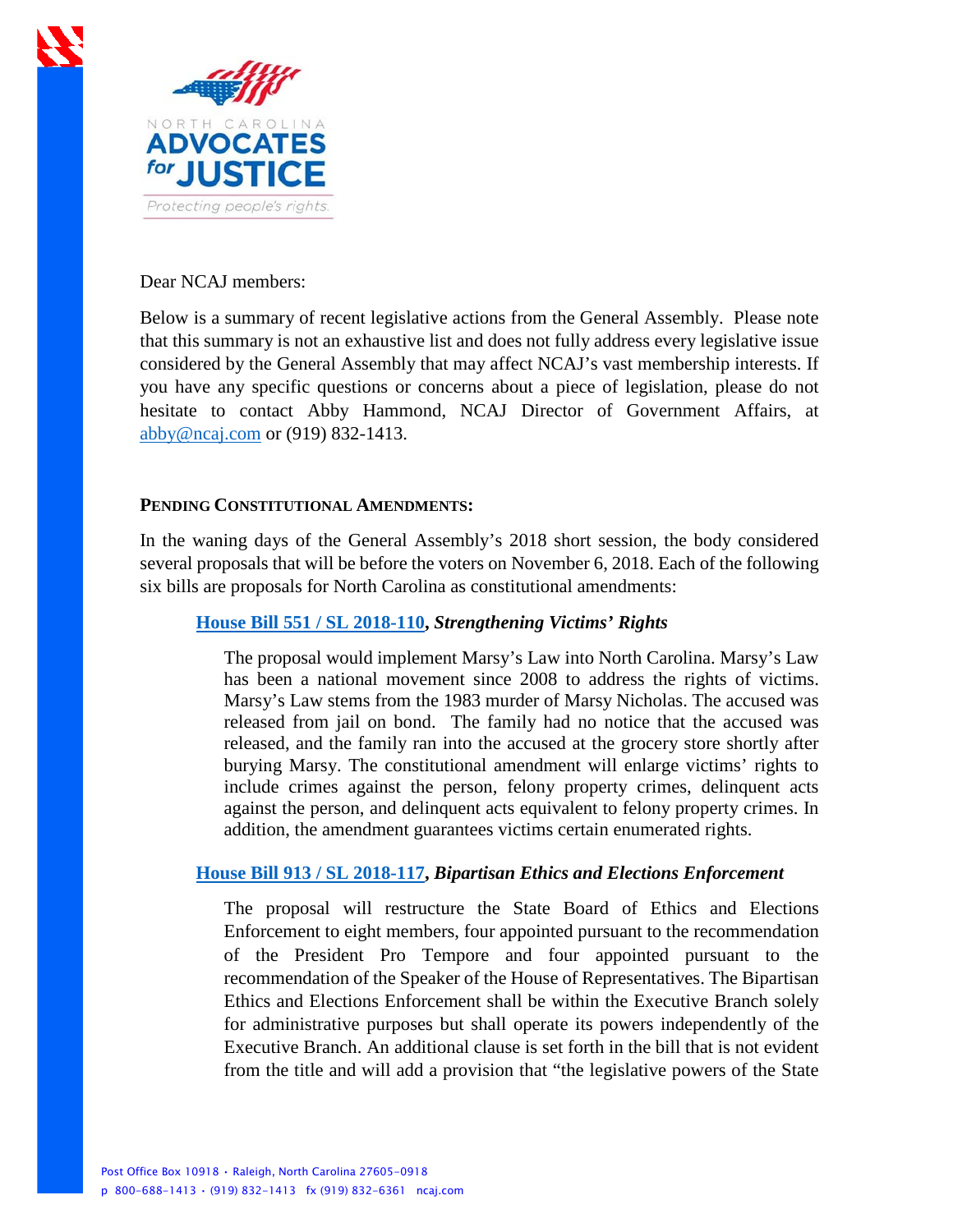North Carolina Advocates for Justice

*Protecting people's rights.*

Dear NCAJ members:

Below is a summary of recent legislative actions from the General Assembly. Please note that this summary is not an exhaustive list and does not fully address every legislative issue considered by the General Assembly that may affect NCAJ's vast membership interests. If you have any specific questions or concerns about a piece of legislation, please do not hesitate to contact Abby Hammond, NCAJ Director of Government Affairs, at abby@ncaj.com or (919) 832-1413.

**PENDING CONSTITUTIONAL AMENDMENTS:**

In the waning days of the General Assembly's 2018 short session, the body considered several proposals that will be before the voters on November 6, 2018. Each of the following six bills are proposals for North Carolina as constitutional amendments:

**House Bill 551 / SL 2018-110, *Strengthening Victims' Rights***

The proposal would implement Marsy's Law into North Carolina. Marsy's Law has been a national movement since 2008 to address the rights of victims. Marsy's Law stems from the 1983 murder of Marsy Nicholas. The accused was released from jail on bond. The family had no notice that the accused was released, and the family ran into the accused at the grocery store shortly after burying Marsy. The constitutional amendment will enlarge victims' rights to include crimes against the person, felony property crimes, delinquent acts against the person, and delinquent acts equivalent to felony property crimes. In addition, the amendment guarantees victims certain enumerated rights.

**House Bill 913 / SL 2018-117, *Bipartisan Ethics and Elections Enforcement***

The proposal will restructure the State Board of Ethics and Elections Enforcement to eight members, four appointed pursuant to the recommendation of the President Pro Tempore and four appointed pursuant to the recommendation of the Speaker of the House of Representatives. The Bipartisan Ethics and Elections Enforcement shall be within the Executive Branch solely for administrative purposes but shall operate its powers independently of the Executive Branch. An additional clause is set forth in the bill that is not evident from the title and will add a provision that "the legislative powers of the State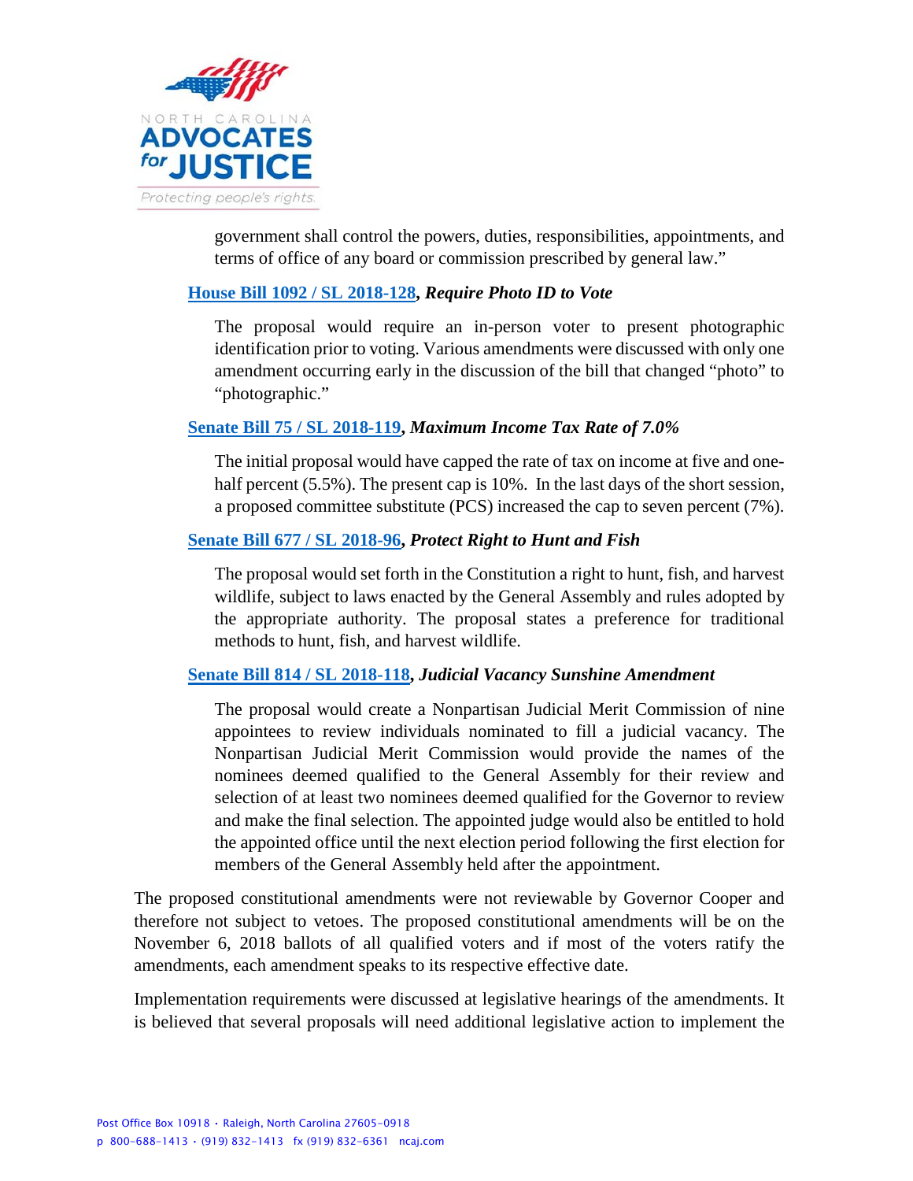government shall control the powers, duties, responsibilities, appointments, and terms of office of any board or commission prescribed by general law."

**House Bill 1092 / SL 2018-128, *Require Photo ID to Vote***

The proposal would require an in-person voter to present photographic identification prior to voting. Various amendments were discussed with only one amendment occurring early in the discussion of the bill that changed "photo" to "photographic."

**Senate Bill 75 / SL 2018-119, *Maximum Income Tax Rate of 7.0%***

The initial proposal would have capped the rate of tax on income at five and one-half percent (5.5%). The present cap is 10%. In the last days of the short session, a proposed committee substitute (PCS) increased the cap to seven percent (7%).

**Senate Bill 677 / SL 2018-96, *Protect Right to Hunt and Fish***

The proposal would set forth in the Constitution a right to hunt, fish, and harvest wildlife, subject to laws enacted by the General Assembly and rules adopted by the appropriate authority. The proposal states a preference for traditional methods to hunt, fish, and harvest wildlife.

**Senate Bill 814 / SL 2018-118, *Judicial Vacancy Sunshine Amendment***

The proposal would create a Nonpartisan Judicial Merit Commission of nine appointees to review individuals nominated to fill a judicial vacancy. The Nonpartisan Judicial Merit Commission would provide the names of the nominees deemed qualified to the General Assembly for their review and selection of at least two nominees deemed qualified for the Governor to review and make the final selection. The appointed judge would also be entitled to hold the appointed office until the next election period following the first election for members of the General Assembly held after the appointment.

The proposed constitutional amendments were not reviewable by Governor Cooper and therefore not subject to vetoes. The proposed constitutional amendments will be on the November 6, 2018 ballots of all qualified voters and if most of the voters ratify the amendments, each amendment speaks to its respective effective date.

Implementation requirements were discussed at legislative hearings of the amendments. It is believed that several proposals will need additional legislative action to implement the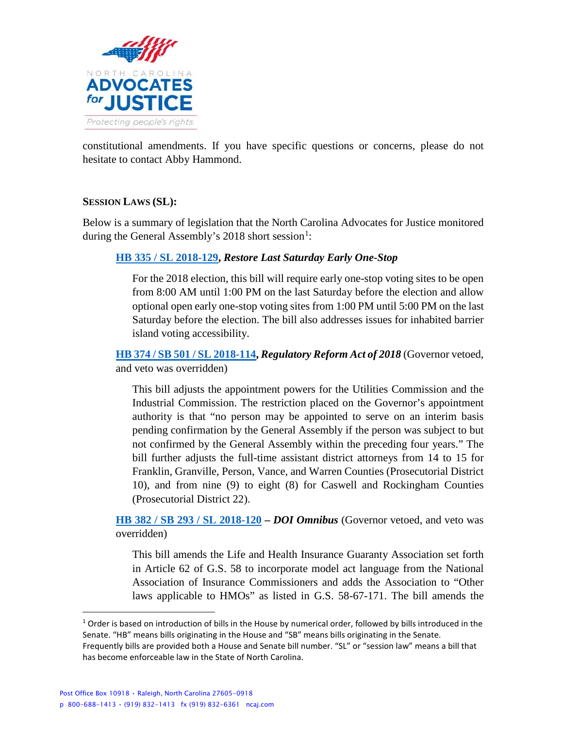constitutional amendments. If you have specific questions or concerns, please do not hesitate to contact Abby Hammond.

**SESSION LAWS (SL):**

Below is a summary of legislation that the North Carolina Advocates for Justice monitored during the General Assembly's 2018 short session[1]:

**HB 335 / SL 2018-129, *Restore Last Saturday Early One-Stop***

For the 2018 election, this bill will require early one-stop voting sites to be open from 8:00 AM until 1:00 PM on the last Saturday before the election and allow optional open early one-stop voting sites from 1:00 PM until 5:00 PM on the last Saturday before the election. The bill also addresses issues for inhabited barrier island voting accessibility.

**HB 374 / SB 501 / SL 2018-114, *Regulatory Reform Act of 2018*** (Governor vetoed, and veto was overridden)

This bill adjusts the appointment powers for the Utilities Commission and the Industrial Commission. The restriction placed on the Governor's appointment authority is that "no person may be appointed to serve on an interim basis pending confirmation by the General Assembly if the person was subject to but not confirmed by the General Assembly within the preceding four years." The bill further adjusts the full-time assistant district attorneys from 14 to 15 for Franklin, Granville, Person, Vance, and Warren Counties (Prosecutorial District 10), and from nine (9) to eight (8) for Caswell and Rockingham Counties (Prosecutorial District 22).

**HB 382 / SB 293 / SL 2018-120 – *DOI Omnibus*** (Governor vetoed, and veto was overridden)

This bill amends the Life and Health Insurance Guaranty Association set forth in Article 62 of G.S. 58 to incorporate model act language from the National Association of Insurance Commissioners and adds the Association to "Other laws applicable to HMOs" as listed in G.S. 58-67-171. The bill amends the

[1] Order is based on introduction of bills in the House by numerical order, followed by bills introduced in the Senate. "HB" means bills originating in the House and "SB" means bills originating in the Senate. Frequently bills are provided both a House and Senate bill number. "SL" or "session law" means a bill that has become enforceable law in the State of North Carolina.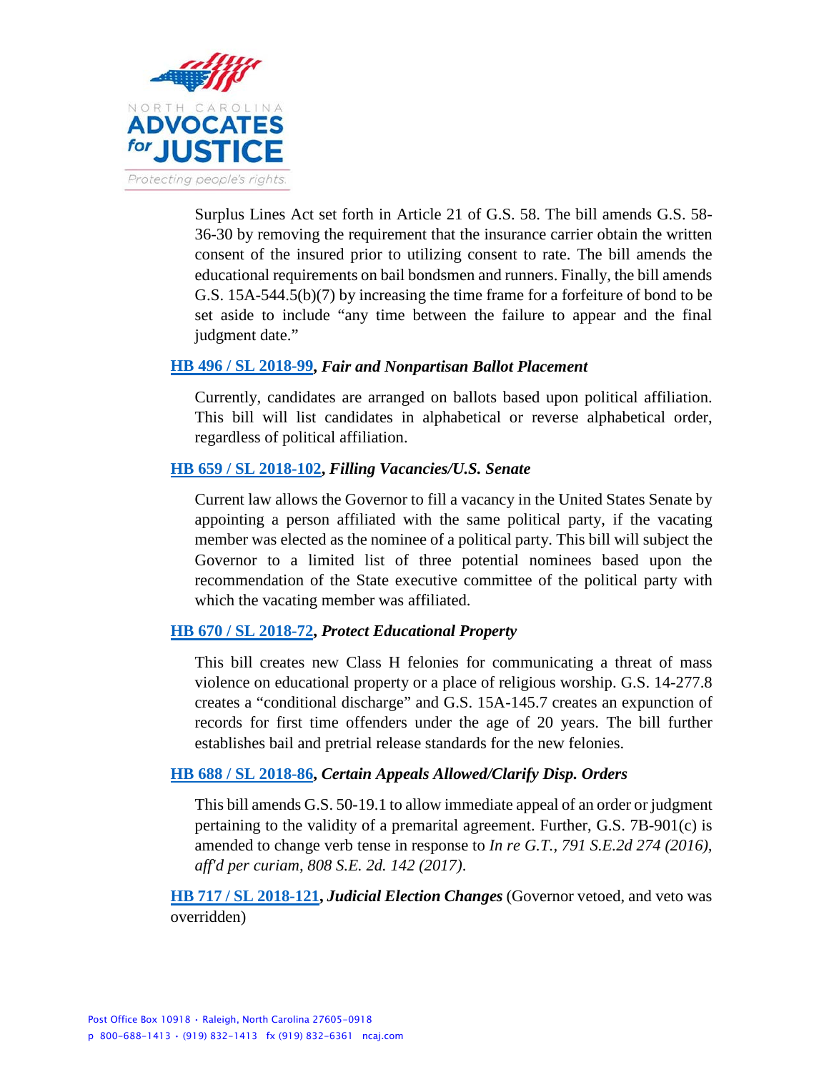Surplus Lines Act set forth in Article 21 of G.S. 58. The bill amends G.S. 58-36-30 by removing the requirement that the insurance carrier obtain the written consent of the insured prior to utilizing consent to rate. The bill amends the educational requirements on bail bondsmen and runners. Finally, the bill amends G.S. 15A-544.5(b)(7) by increasing the time frame for a forfeiture of bond to be set aside to include "any time between the failure to appear and the final judgment date."

**HB 496 / SL 2018-99, *Fair and Nonpartisan Ballot Placement***

Currently, candidates are arranged on ballots based upon political affiliation. This bill will list candidates in alphabetical or reverse alphabetical order, regardless of political affiliation.

**HB 659 / SL 2018-102, *Filling Vacancies/U.S. Senate***

Current law allows the Governor to fill a vacancy in the United States Senate by appointing a person affiliated with the same political party, if the vacating member was elected as the nominee of a political party. This bill will subject the Governor to a limited list of three potential nominees based upon the recommendation of the State executive committee of the political party with which the vacating member was affiliated.

**HB 670 / SL 2018-72, *Protect Educational Property***

This bill creates new Class H felonies for communicating a threat of mass violence on educational property or a place of religious worship. G.S. 14-277.8 creates a "conditional discharge" and G.S. 15A-145.7 creates an expunction of records for first time offenders under the age of 20 years. The bill further establishes bail and pretrial release standards for the new felonies.

**HB 688 / SL 2018-86, *Certain Appeals Allowed/Clarify Disp. Orders***

This bill amends G.S. 50-19.1 to allow immediate appeal of an order or judgment pertaining to the validity of a premarital agreement. Further, G.S. 7B-901(c) is amended to change verb tense in response to *In re G.T., 791 S.E.2d 274 (2016), aff'd per curiam, 808 S.E. 2d. 142 (2017)*.

**HB 717 / SL 2018-121, *Judicial Election Changes*** (Governor vetoed, and veto was overridden)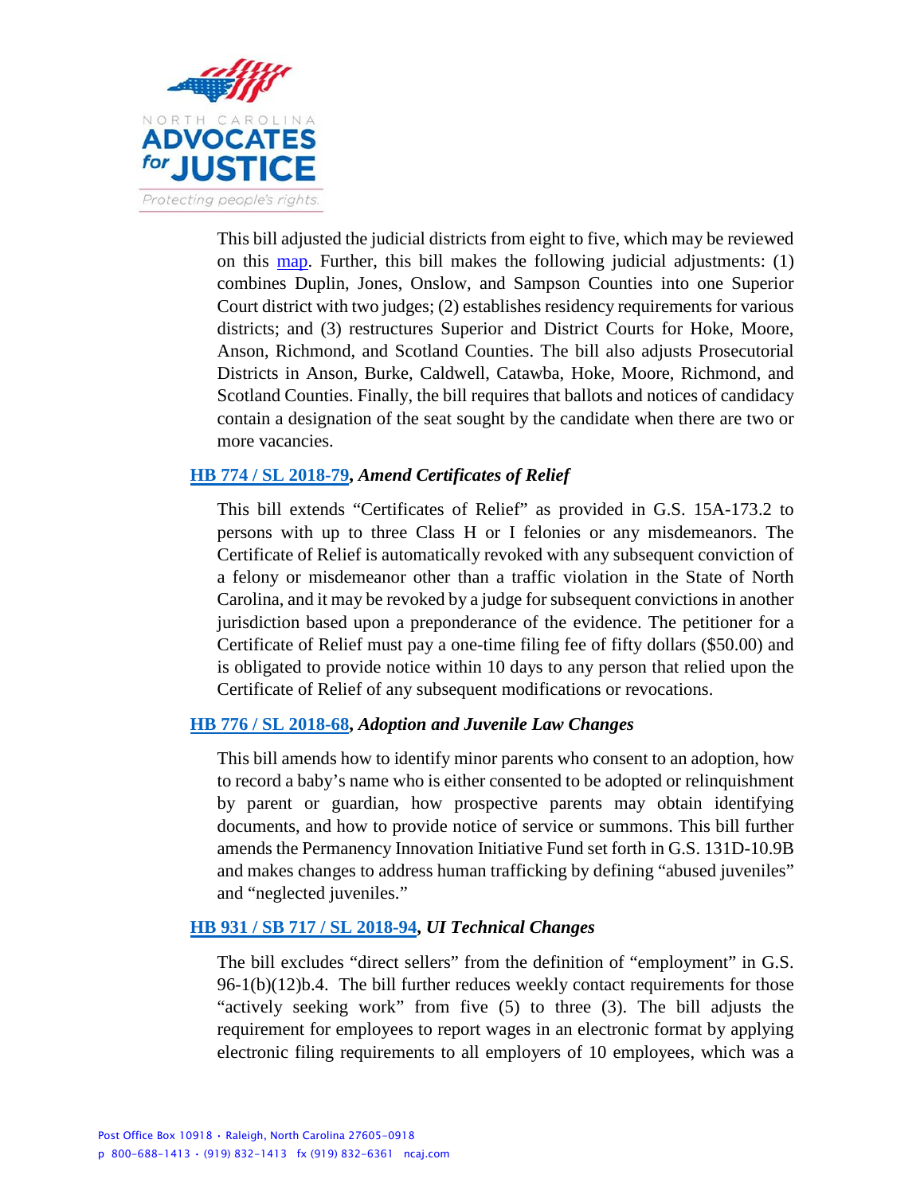This bill adjusted the judicial districts from eight to five, which may be reviewed on this map. Further, this bill makes the following judicial adjustments: (1) combines Duplin, Jones, Onslow, and Sampson Counties into one Superior Court district with two judges; (2) establishes residency requirements for various districts; and (3) restructures Superior and District Courts for Hoke, Moore, Anson, Richmond, and Scotland Counties. The bill also adjusts Prosecutorial Districts in Anson, Burke, Caldwell, Catawba, Hoke, Moore, Richmond, and Scotland Counties. Finally, the bill requires that ballots and notices of candidacy contain a designation of the seat sought by the candidate when there are two or more vacancies.

**HB 774 / SL 2018-79, *Amend Certificates of Relief***

This bill extends "Certificates of Relief" as provided in G.S. 15A-173.2 to persons with up to three Class H or I felonies or any misdemeanors. The Certificate of Relief is automatically revoked with any subsequent conviction of a felony or misdemeanor other than a traffic violation in the State of North Carolina, and it may be revoked by a judge for subsequent convictions in another jurisdiction based upon a preponderance of the evidence. The petitioner for a Certificate of Relief must pay a one-time filing fee of fifty dollars ($50.00) and is obligated to provide notice within 10 days to any person that relied upon the Certificate of Relief of any subsequent modifications or revocations.

**HB 776 / SL 2018-68, *Adoption and Juvenile Law Changes***

This bill amends how to identify minor parents who consent to an adoption, how to record a baby's name who is either consented to be adopted or relinquishment by parent or guardian, how prospective parents may obtain identifying documents, and how to provide notice of service or summons. This bill further amends the Permanency Innovation Initiative Fund set forth in G.S. 131D-10.9B and makes changes to address human trafficking by defining "abused juveniles" and "neglected juveniles."

**HB 931 / SB 717 / SL 2018-94, *UI Technical Changes***

The bill excludes "direct sellers" from the definition of "employment" in G.S. 96-1(b)(12)b.4. The bill further reduces weekly contact requirements for those "actively seeking work" from five (5) to three (3). The bill adjusts the requirement for employees to report wages in an electronic format by applying electronic filing requirements to all employers of 10 employees, which was a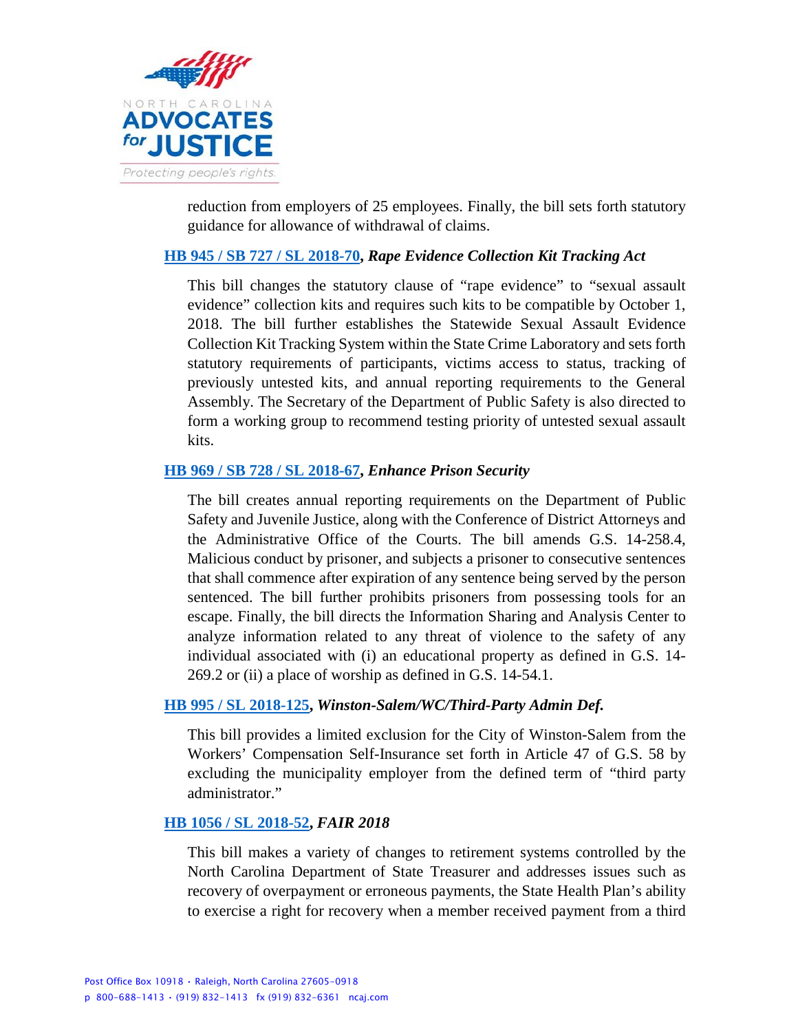reduction from employers of 25 employees. Finally, the bill sets forth statutory guidance for allowance of withdrawal of claims.

**HB 945 / SB 727 / SL 2018-70, *Rape Evidence Collection Kit Tracking Act***

This bill changes the statutory clause of "rape evidence" to "sexual assault evidence" collection kits and requires such kits to be compatible by October 1, 2018. The bill further establishes the Statewide Sexual Assault Evidence Collection Kit Tracking System within the State Crime Laboratory and sets forth statutory requirements of participants, victims access to status, tracking of previously untested kits, and annual reporting requirements to the General Assembly. The Secretary of the Department of Public Safety is also directed to form a working group to recommend testing priority of untested sexual assault kits.

**HB 969 / SB 728 / SL 2018-67, *Enhance Prison Security***

The bill creates annual reporting requirements on the Department of Public Safety and Juvenile Justice, along with the Conference of District Attorneys and the Administrative Office of the Courts. The bill amends G.S. 14-258.4, Malicious conduct by prisoner, and subjects a prisoner to consecutive sentences that shall commence after expiration of any sentence being served by the person sentenced. The bill further prohibits prisoners from possessing tools for an escape. Finally, the bill directs the Information Sharing and Analysis Center to analyze information related to any threat of violence to the safety of any individual associated with (i) an educational property as defined in G.S. 14-269.2 or (ii) a place of worship as defined in G.S. 14-54.1.

**HB 995 / SL 2018-125, *Winston-Salem/WC/Third-Party Admin Def.***

This bill provides a limited exclusion for the City of Winston-Salem from the Workers' Compensation Self-Insurance set forth in Article 47 of G.S. 58 by excluding the municipality employer from the defined term of "third party administrator."

**HB 1056 / SL 2018-52, *FAIR 2018***

This bill makes a variety of changes to retirement systems controlled by the North Carolina Department of State Treasurer and addresses issues such as recovery of overpayment or erroneous payments, the State Health Plan's ability to exercise a right for recovery when a member received payment from a third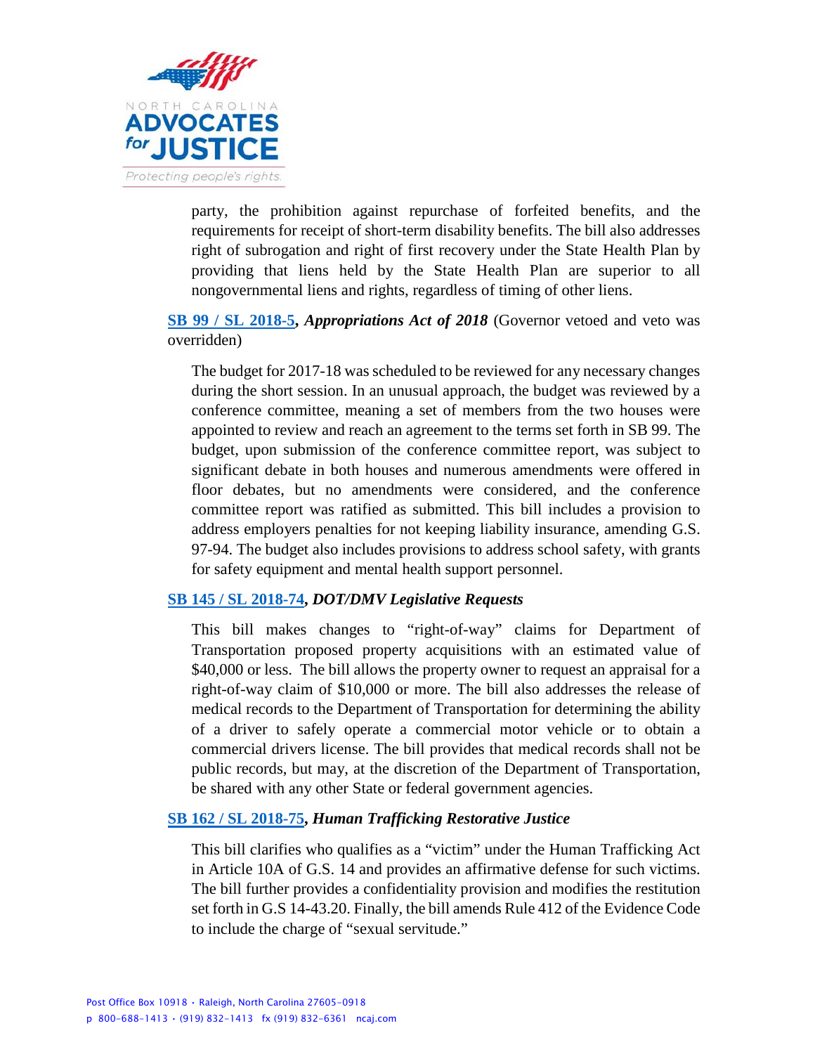party, the prohibition against repurchase of forfeited benefits, and the requirements for receipt of short-term disability benefits. The bill also addresses right of subrogation and right of first recovery under the State Health Plan by providing that liens held by the State Health Plan are superior to all nongovernmental liens and rights, regardless of timing of other liens.

**SB 99 / SL 2018-5, *Appropriations Act of 2018*** (Governor vetoed and veto was overridden)

The budget for 2017-18 was scheduled to be reviewed for any necessary changes during the short session. In an unusual approach, the budget was reviewed by a conference committee, meaning a set of members from the two houses were appointed to review and reach an agreement to the terms set forth in SB 99. The budget, upon submission of the conference committee report, was subject to significant debate in both houses and numerous amendments were offered in floor debates, but no amendments were considered, and the conference committee report was ratified as submitted. This bill includes a provision to address employers penalties for not keeping liability insurance, amending G.S. 97-94. The budget also includes provisions to address school safety, with grants for safety equipment and mental health support personnel.

**SB 145 / SL 2018-74, *DOT/DMV Legislative Requests***

This bill makes changes to "right-of-way" claims for Department of Transportation proposed property acquisitions with an estimated value of $40,000 or less. The bill allows the property owner to request an appraisal for a right-of-way claim of $10,000 or more. The bill also addresses the release of medical records to the Department of Transportation for determining the ability of a driver to safely operate a commercial motor vehicle or to obtain a commercial drivers license. The bill provides that medical records shall not be public records, but may, at the discretion of the Department of Transportation, be shared with any other State or federal government agencies.

**SB 162 / SL 2018-75, *Human Trafficking Restorative Justice***

This bill clarifies who qualifies as a "victim" under the Human Trafficking Act in Article 10A of G.S. 14 and provides an affirmative defense for such victims. The bill further provides a confidentiality provision and modifies the restitution set forth in G.S 14-43.20. Finally, the bill amends Rule 412 of the Evidence Code to include the charge of "sexual servitude."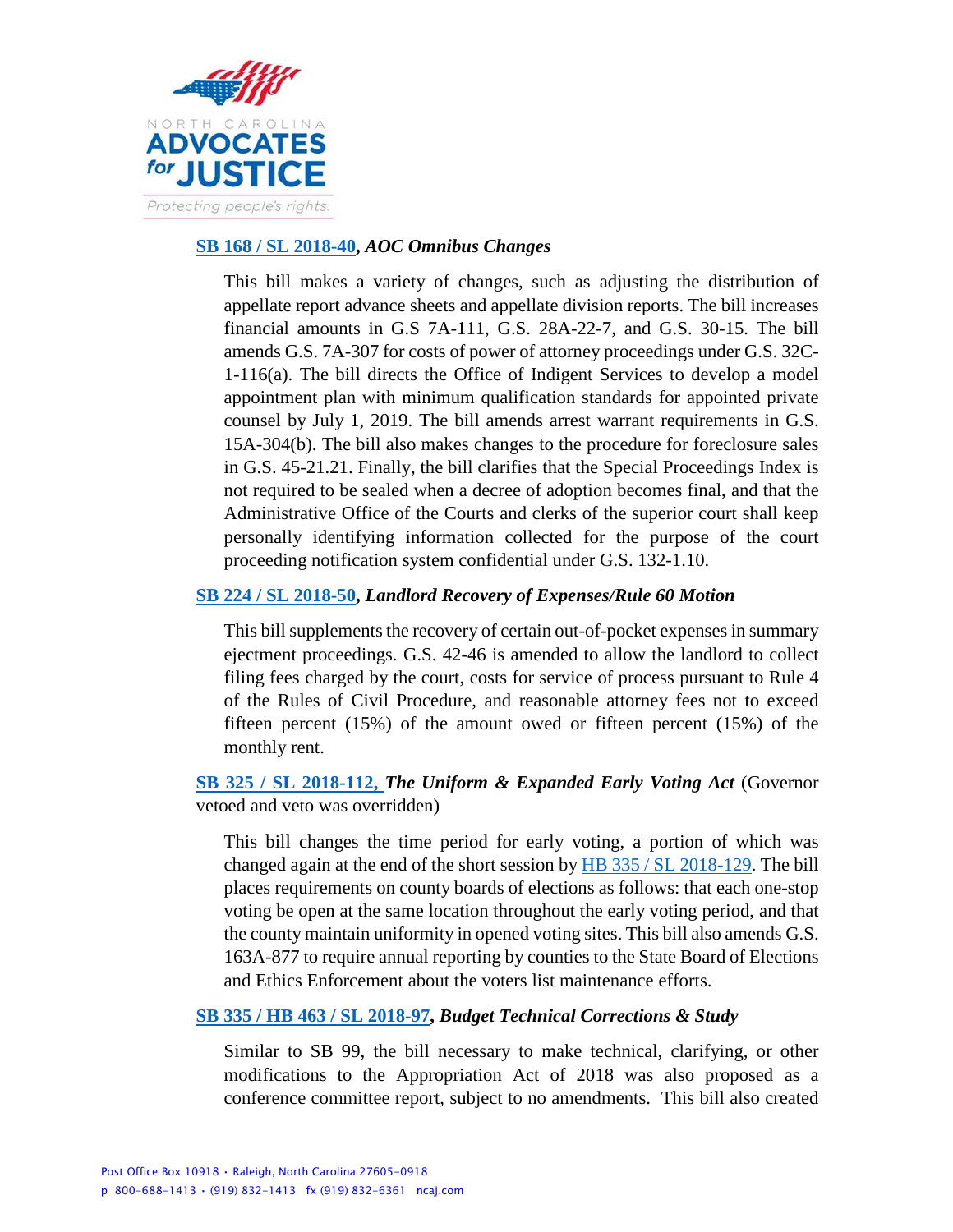**SB 168 / SL 2018-40**, ***AOC Omnibus Changes***

This bill makes a variety of changes, such as adjusting the distribution of appellate report advance sheets and appellate division reports. The bill increases financial amounts in G.S 7A-111, G.S. 28A-22-7, and G.S. 30-15. The bill amends G.S. 7A-307 for costs of power of attorney proceedings under G.S. 32C-1-116(a). The bill directs the Office of Indigent Services to develop a model appointment plan with minimum qualification standards for appointed private counsel by July 1, 2019. The bill amends arrest warrant requirements in G.S. 15A-304(b). The bill also makes changes to the procedure for foreclosure sales in G.S. 45-21.21. Finally, the bill clarifies that the Special Proceedings Index is not required to be sealed when a decree of adoption becomes final, and that the Administrative Office of the Courts and clerks of the superior court shall keep personally identifying information collected for the purpose of the court proceeding notification system confidential under G.S. 132-1.10.

**SB 224 / SL 2018-50**, ***Landlord Recovery of Expenses/Rule 60 Motion***

This bill supplements the recovery of certain out-of-pocket expenses in summary ejectment proceedings. G.S. 42-46 is amended to allow the landlord to collect filing fees charged by the court, costs for service of process pursuant to Rule 4 of the Rules of Civil Procedure, and reasonable attorney fees not to exceed fifteen percent (15%) of the amount owed or fifteen percent (15%) of the monthly rent.

**SB 325 / SL 2018-112,** ***The Uniform & Expanded Early Voting Act*** (Governor vetoed and veto was overridden)

This bill changes the time period for early voting, a portion of which was changed again at the end of the short session by HB 335 / SL 2018-129. The bill places requirements on county boards of elections as follows: that each one-stop voting be open at the same location throughout the early voting period, and that the county maintain uniformity in opened voting sites. This bill also amends G.S. 163A-877 to require annual reporting by counties to the State Board of Elections and Ethics Enforcement about the voters list maintenance efforts.

**SB 335 / HB 463 / SL 2018-97**, ***Budget Technical Corrections & Study***

Similar to SB 99, the bill necessary to make technical, clarifying, or other modifications to the Appropriation Act of 2018 was also proposed as a conference committee report, subject to no amendments. This bill also created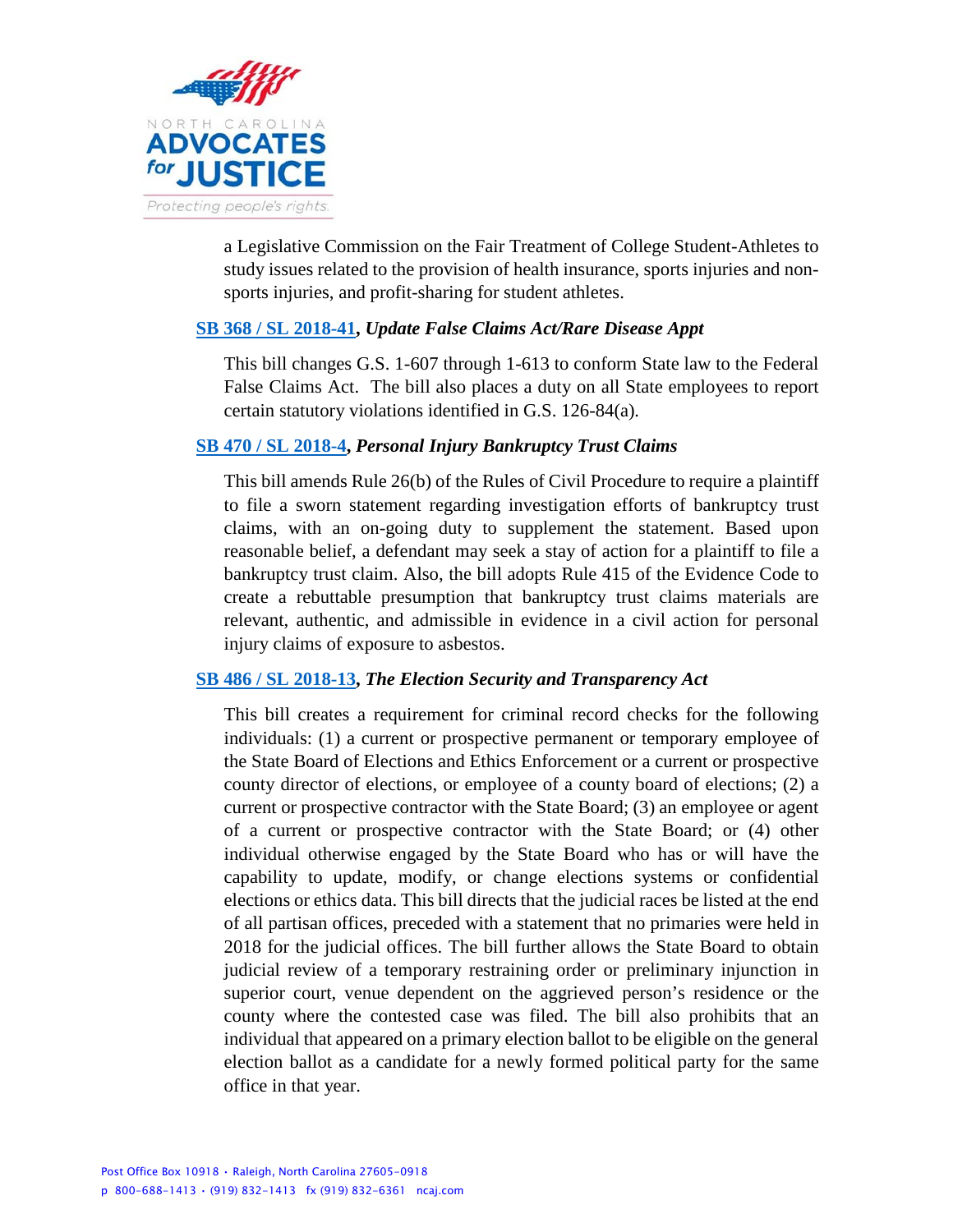a Legislative Commission on the Fair Treatment of College Student-Athletes to study issues related to the provision of health insurance, sports injuries and non-sports injuries, and profit-sharing for student athletes.

**SB 368 / SL 2018-41*, Update False Claims Act/Rare Disease Appt***

This bill changes G.S. 1-607 through 1-613 to conform State law to the Federal False Claims Act. The bill also places a duty on all State employees to report certain statutory violations identified in G.S. 126-84(a).

**SB 470 / SL 2018-4*, Personal Injury Bankruptcy Trust Claims***

This bill amends Rule 26(b) of the Rules of Civil Procedure to require a plaintiff to file a sworn statement regarding investigation efforts of bankruptcy trust claims, with an on-going duty to supplement the statement. Based upon reasonable belief, a defendant may seek a stay of action for a plaintiff to file a bankruptcy trust claim. Also, the bill adopts Rule 415 of the Evidence Code to create a rebuttable presumption that bankruptcy trust claims materials are relevant, authentic, and admissible in evidence in a civil action for personal injury claims of exposure to asbestos.

**SB 486 / SL 2018-13*, The Election Security and Transparency Act***

This bill creates a requirement for criminal record checks for the following individuals: (1) a current or prospective permanent or temporary employee of the State Board of Elections and Ethics Enforcement or a current or prospective county director of elections, or employee of a county board of elections; (2) a current or prospective contractor with the State Board; (3) an employee or agent of a current or prospective contractor with the State Board; or (4) other individual otherwise engaged by the State Board who has or will have the capability to update, modify, or change elections systems or confidential elections or ethics data. This bill directs that the judicial races be listed at the end of all partisan offices, preceded with a statement that no primaries were held in 2018 for the judicial offices. The bill further allows the State Board to obtain judicial review of a temporary restraining order or preliminary injunction in superior court, venue dependent on the aggrieved person's residence or the county where the contested case was filed. The bill also prohibits that an individual that appeared on a primary election ballot to be eligible on the general election ballot as a candidate for a newly formed political party for the same office in that year.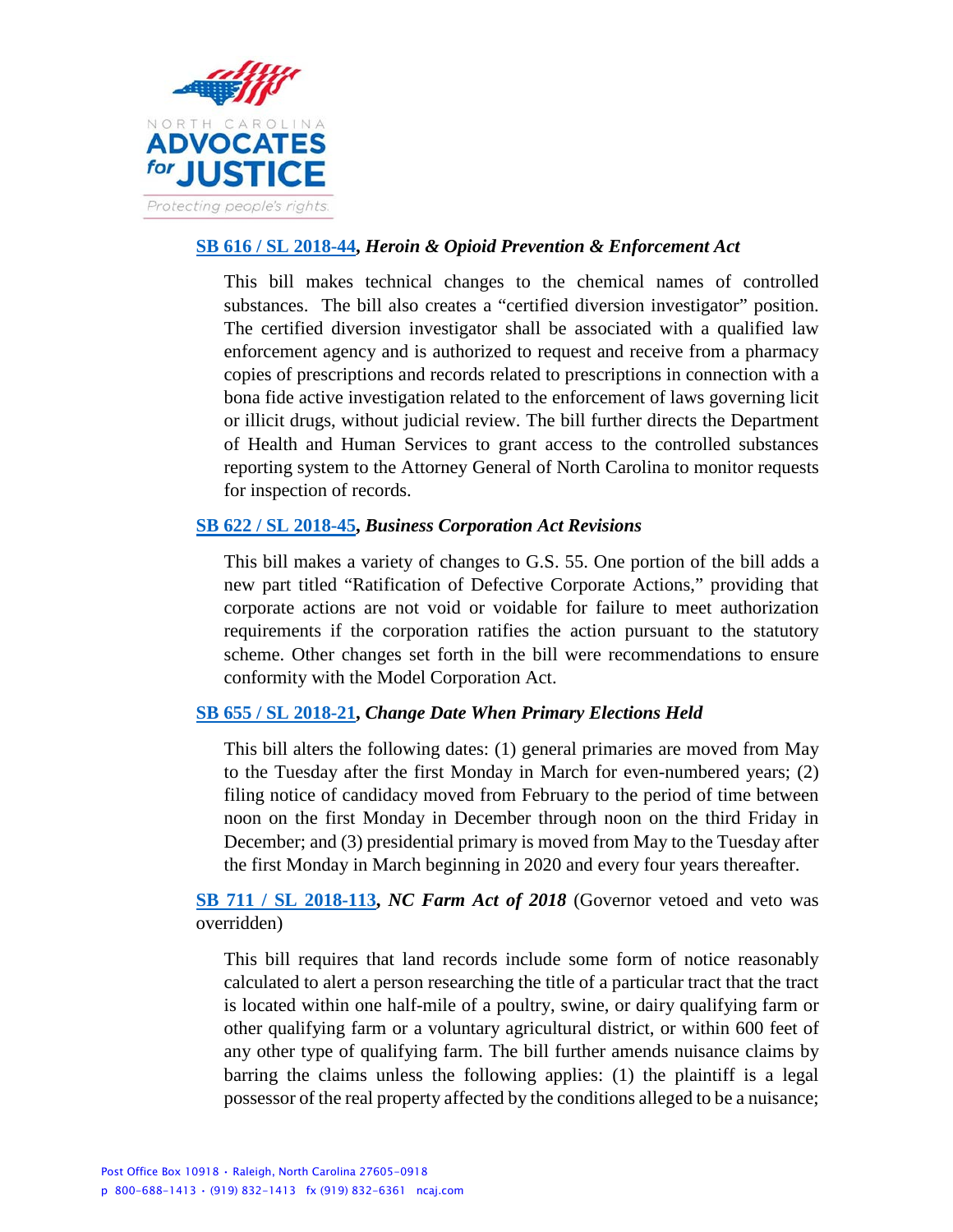**SB 616 / SL 2018-44*, Heroin & Opioid Prevention & Enforcement Act***

This bill makes technical changes to the chemical names of controlled substances. The bill also creates a "certified diversion investigator" position. The certified diversion investigator shall be associated with a qualified law enforcement agency and is authorized to request and receive from a pharmacy copies of prescriptions and records related to prescriptions in connection with a bona fide active investigation related to the enforcement of laws governing licit or illicit drugs, without judicial review. The bill further directs the Department of Health and Human Services to grant access to the controlled substances reporting system to the Attorney General of North Carolina to monitor requests for inspection of records.

**SB 622 / SL 2018-45*, Business Corporation Act Revisions***

This bill makes a variety of changes to G.S. 55. One portion of the bill adds a new part titled "Ratification of Defective Corporate Actions," providing that corporate actions are not void or voidable for failure to meet authorization requirements if the corporation ratifies the action pursuant to the statutory scheme. Other changes set forth in the bill were recommendations to ensure conformity with the Model Corporation Act.

**SB 655 / SL 2018-21*, Change Date When Primary Elections Held***

This bill alters the following dates: (1) general primaries are moved from May to the Tuesday after the first Monday in March for even-numbered years; (2) filing notice of candidacy moved from February to the period of time between noon on the first Monday in December through noon on the third Friday in December; and (3) presidential primary is moved from May to the Tuesday after the first Monday in March beginning in 2020 and every four years thereafter.

**SB 711 / SL 2018-113*, NC Farm Act of 2018*** (Governor vetoed and veto was overridden)

This bill requires that land records include some form of notice reasonably calculated to alert a person researching the title of a particular tract that the tract is located within one half-mile of a poultry, swine, or dairy qualifying farm or other qualifying farm or a voluntary agricultural district, or within 600 feet of any other type of qualifying farm. The bill further amends nuisance claims by barring the claims unless the following applies: (1) the plaintiff is a legal possessor of the real property affected by the conditions alleged to be a nuisance;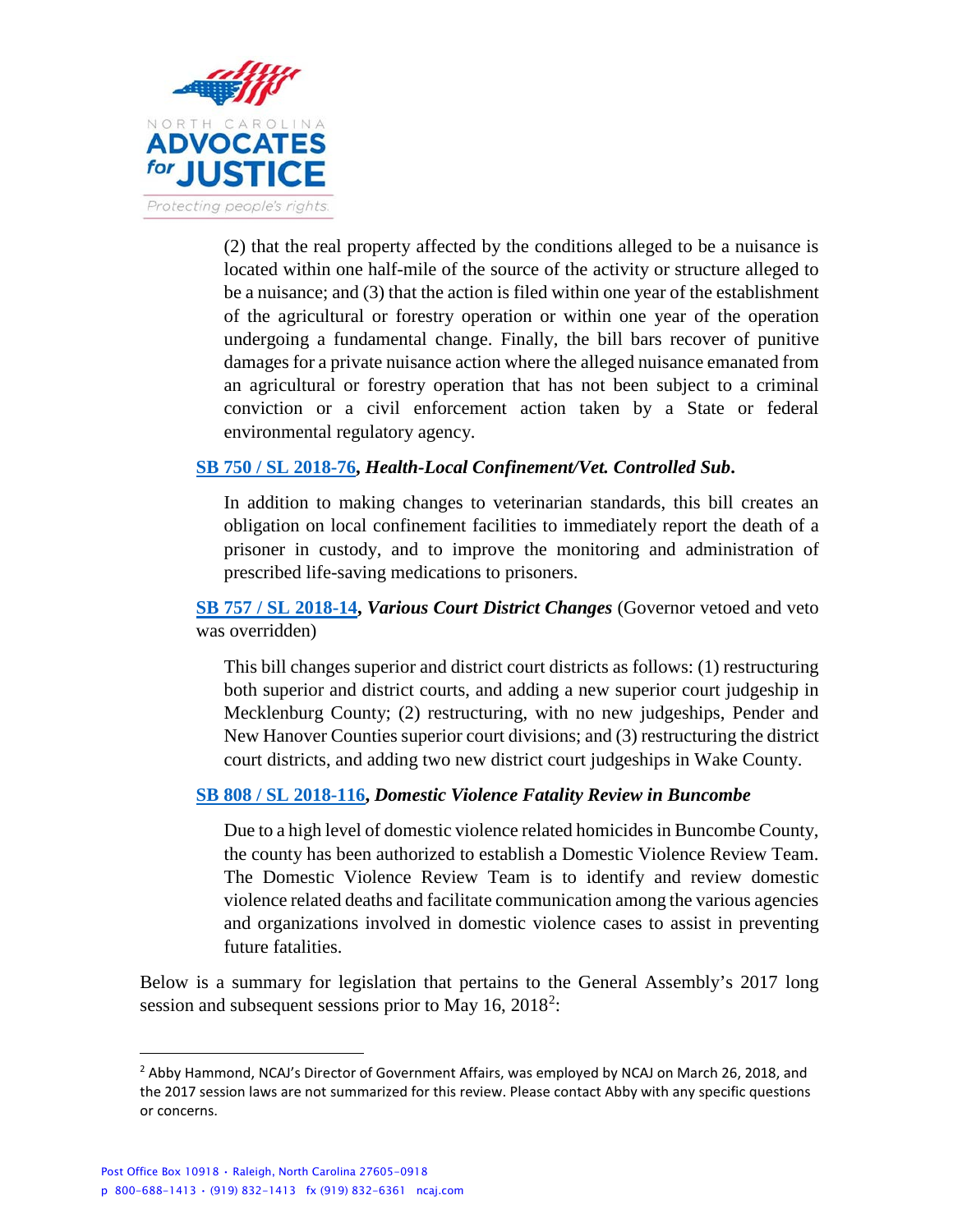(2) that the real property affected by the conditions alleged to be a nuisance is located within one half-mile of the source of the activity or structure alleged to be a nuisance; and (3) that the action is filed within one year of the establishment of the agricultural or forestry operation or within one year of the operation undergoing a fundamental change. Finally, the bill bars recover of punitive damages for a private nuisance action where the alleged nuisance emanated from an agricultural or forestry operation that has not been subject to a criminal conviction or a civil enforcement action taken by a State or federal environmental regulatory agency.

**SB 750 / SL 2018-76, *Health-Local Confinement/Vet. Controlled Sub.***

In addition to making changes to veterinarian standards, this bill creates an obligation on local confinement facilities to immediately report the death of a prisoner in custody, and to improve the monitoring and administration of prescribed life-saving medications to prisoners.

**SB 757 / SL 2018-14, *Various Court District Changes*** (Governor vetoed and veto was overridden)

This bill changes superior and district court districts as follows: (1) restructuring both superior and district courts, and adding a new superior court judgeship in Mecklenburg County; (2) restructuring, with no new judgeships, Pender and New Hanover Counties superior court divisions; and (3) restructuring the district court districts, and adding two new district court judgeships in Wake County.

**SB 808 / SL 2018-116, *Domestic Violence Fatality Review in Buncombe***

Due to a high level of domestic violence related homicides in Buncombe County, the county has been authorized to establish a Domestic Violence Review Team. The Domestic Violence Review Team is to identify and review domestic violence related deaths and facilitate communication among the various agencies and organizations involved in domestic violence cases to assist in preventing future fatalities.

Below is a summary for legislation that pertains to the General Assembly's 2017 long session and subsequent sessions prior to May 16, 2018[2]:

[2] Abby Hammond, NCAJ's Director of Government Affairs, was employed by NCAJ on March 26, 2018, and the 2017 session laws are not summarized for this review. Please contact Abby with any specific questions or concerns.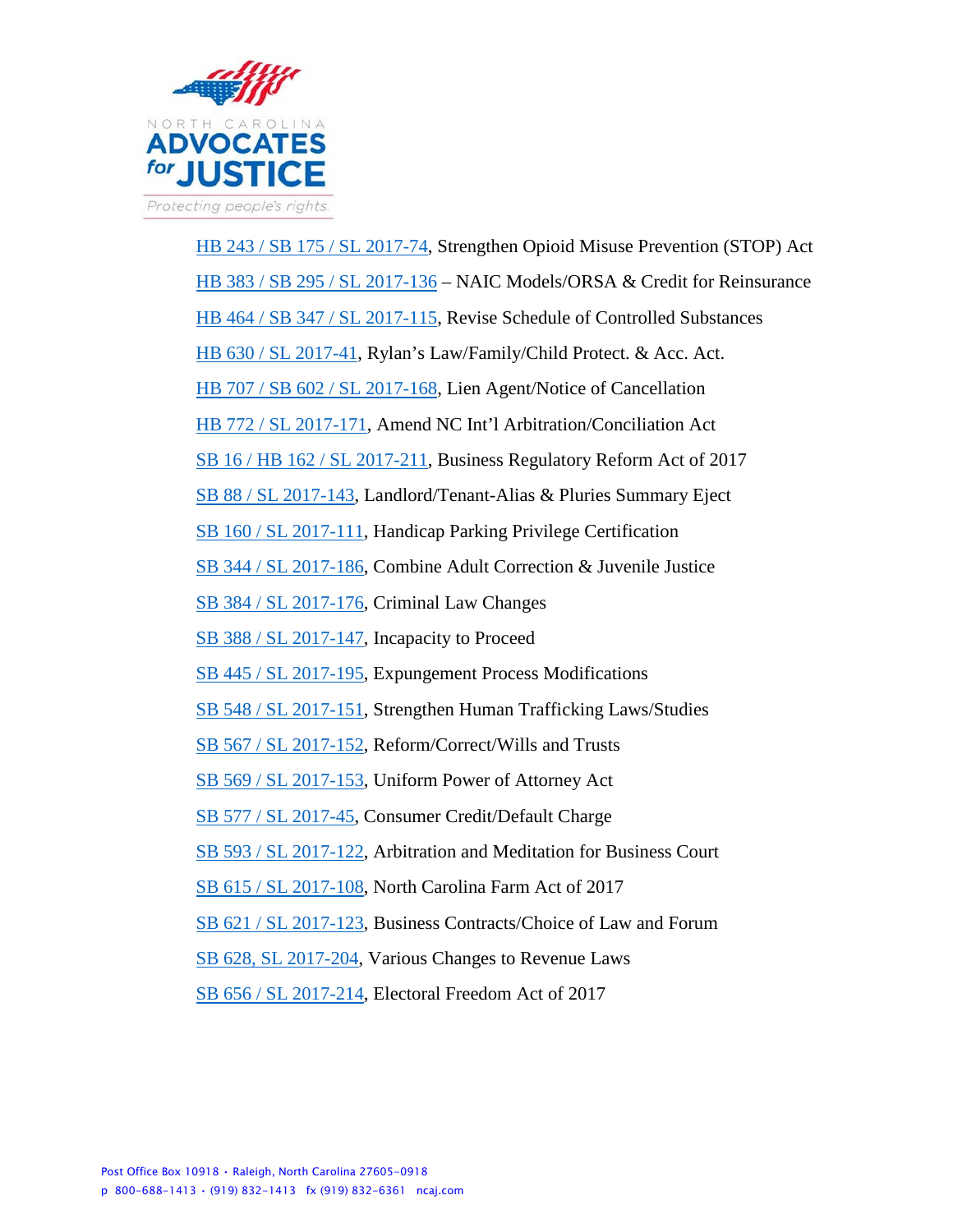HB 243 / SB 175 / SL 2017-74, Strengthen Opioid Misuse Prevention (STOP) Act

HB 383 / SB 295 / SL 2017-136 – NAIC Models/ORSA & Credit for Reinsurance

HB 464 / SB 347 / SL 2017-115, Revise Schedule of Controlled Substances

HB 630 / SL 2017-41, Rylan's Law/Family/Child Protect. & Acc. Act.

HB 707 / SB 602 / SL 2017-168, Lien Agent/Notice of Cancellation

HB 772 / SL 2017-171, Amend NC Int'l Arbitration/Conciliation Act

SB 16 / HB 162 / SL 2017-211, Business Regulatory Reform Act of 2017

SB 88 / SL 2017-143, Landlord/Tenant-Alias & Pluries Summary Eject

SB 160 / SL 2017-111, Handicap Parking Privilege Certification

SB 344 / SL 2017-186, Combine Adult Correction & Juvenile Justice

SB 384 / SL 2017-176, Criminal Law Changes

SB 388 / SL 2017-147, Incapacity to Proceed

SB 445 / SL 2017-195, Expungement Process Modifications

SB 548 / SL 2017-151, Strengthen Human Trafficking Laws/Studies

SB 567 / SL 2017-152, Reform/Correct/Wills and Trusts

SB 569 / SL 2017-153, Uniform Power of Attorney Act

SB 577 / SL 2017-45, Consumer Credit/Default Charge

SB 593 / SL 2017-122, Arbitration and Meditation for Business Court

SB 615 / SL 2017-108, North Carolina Farm Act of 2017

SB 621 / SL 2017-123, Business Contracts/Choice of Law and Forum

SB 628, SL 2017-204, Various Changes to Revenue Laws

SB 656 / SL 2017-214, Electoral Freedom Act of 2017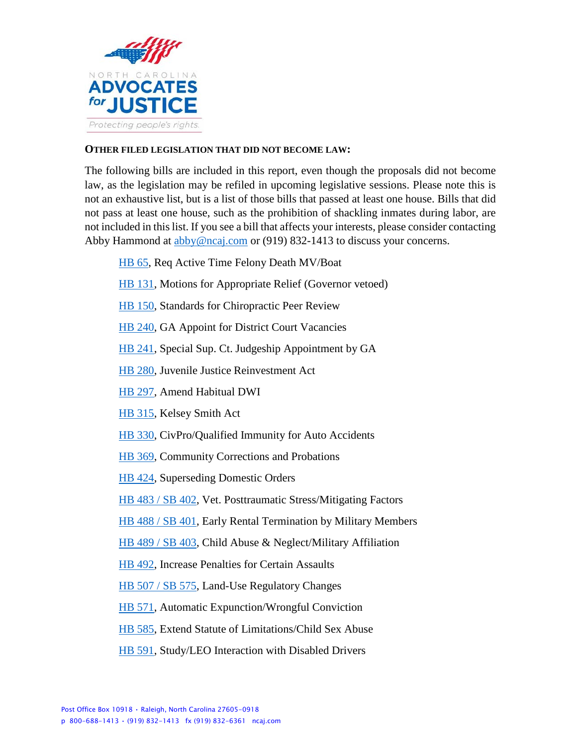**OTHER FILED LEGISLATION THAT DID NOT BECOME LAW:**

The following bills are included in this report, even though the proposals did not become law, as the legislation may be refiled in upcoming legislative sessions. Please note this is not an exhaustive list, but is a list of those bills that passed at least one house. Bills that did not pass at least one house, such as the prohibition of shackling inmates during labor, are not included in this list. If you see a bill that affects your interests, please consider contacting Abby Hammond at abby@ncaj.com or (919) 832-1413 to discuss your concerns.

- HB 65, Req Active Time Felony Death MV/Boat
- HB 131, Motions for Appropriate Relief (Governor vetoed)
- HB 150, Standards for Chiropractic Peer Review
- HB 240, GA Appoint for District Court Vacancies
- HB 241, Special Sup. Ct. Judgeship Appointment by GA
- HB 280, Juvenile Justice Reinvestment Act
- HB 297, Amend Habitual DWI
- HB 315, Kelsey Smith Act
- HB 330, CivPro/Qualified Immunity for Auto Accidents
- HB 369, Community Corrections and Probations
- HB 424, Superseding Domestic Orders
- HB 483 / SB 402, Vet. Posttraumatic Stress/Mitigating Factors
- HB 488 / SB 401, Early Rental Termination by Military Members
- HB 489 / SB 403, Child Abuse & Neglect/Military Affiliation
- HB 492, Increase Penalties for Certain Assaults
- HB 507 / SB 575, Land-Use Regulatory Changes
- HB 571, Automatic Expunction/Wrongful Conviction
- HB 585, Extend Statute of Limitations/Child Sex Abuse
- HB 591, Study/LEO Interaction with Disabled Drivers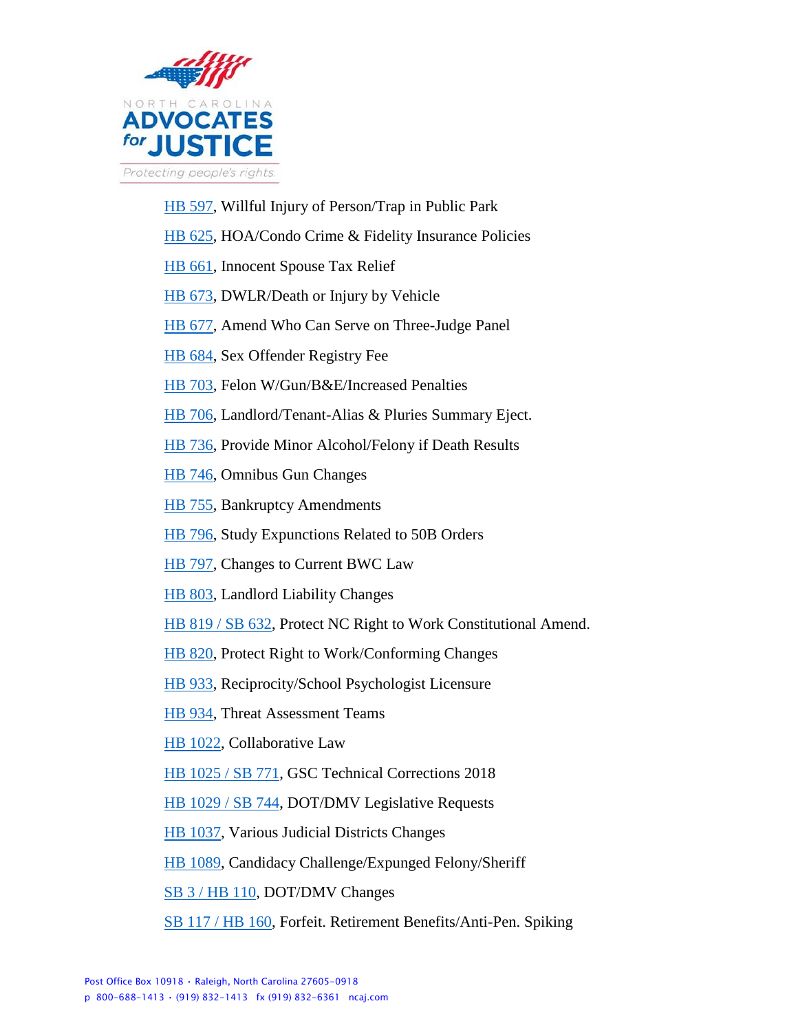HB 597, Willful Injury of Person/Trap in Public Park

HB 625, HOA/Condo Crime & Fidelity Insurance Policies

HB 661, Innocent Spouse Tax Relief

HB 673, DWLR/Death or Injury by Vehicle

HB 677, Amend Who Can Serve on Three-Judge Panel

HB 684, Sex Offender Registry Fee

HB 703, Felon W/Gun/B&E/Increased Penalties

HB 706, Landlord/Tenant-Alias & Pluries Summary Eject.

HB 736, Provide Minor Alcohol/Felony if Death Results

HB 746, Omnibus Gun Changes

HB 755, Bankruptcy Amendments

HB 796, Study Expunctions Related to 50B Orders

HB 797, Changes to Current BWC Law

HB 803, Landlord Liability Changes

HB 819 / SB 632, Protect NC Right to Work Constitutional Amend.

HB 820, Protect Right to Work/Conforming Changes

HB 933, Reciprocity/School Psychologist Licensure

HB 934, Threat Assessment Teams

HB 1022, Collaborative Law

HB 1025 / SB 771, GSC Technical Corrections 2018

HB 1029 / SB 744, DOT/DMV Legislative Requests

HB 1037, Various Judicial Districts Changes

HB 1089, Candidacy Challenge/Expunged Felony/Sheriff

SB 3 / HB 110, DOT/DMV Changes

SB 117 / HB 160, Forfeit. Retirement Benefits/Anti-Pen. Spiking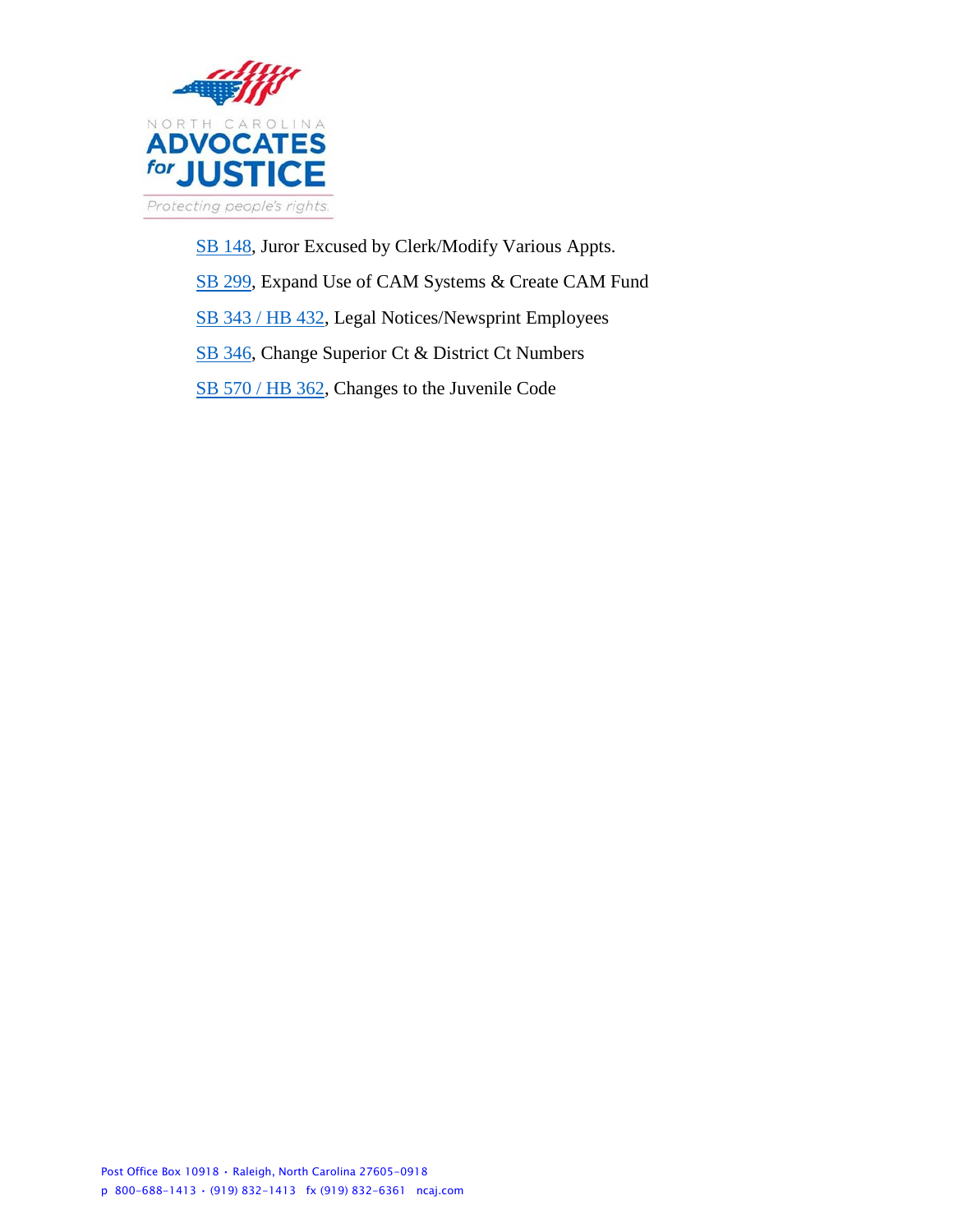SB 148, Juror Excused by Clerk/Modify Various Appts.

SB 299, Expand Use of CAM Systems & Create CAM Fund

SB 343 / HB 432, Legal Notices/Newsprint Employees

SB 346, Change Superior Ct & District Ct Numbers

SB 570 / HB 362, Changes to the Juvenile Code